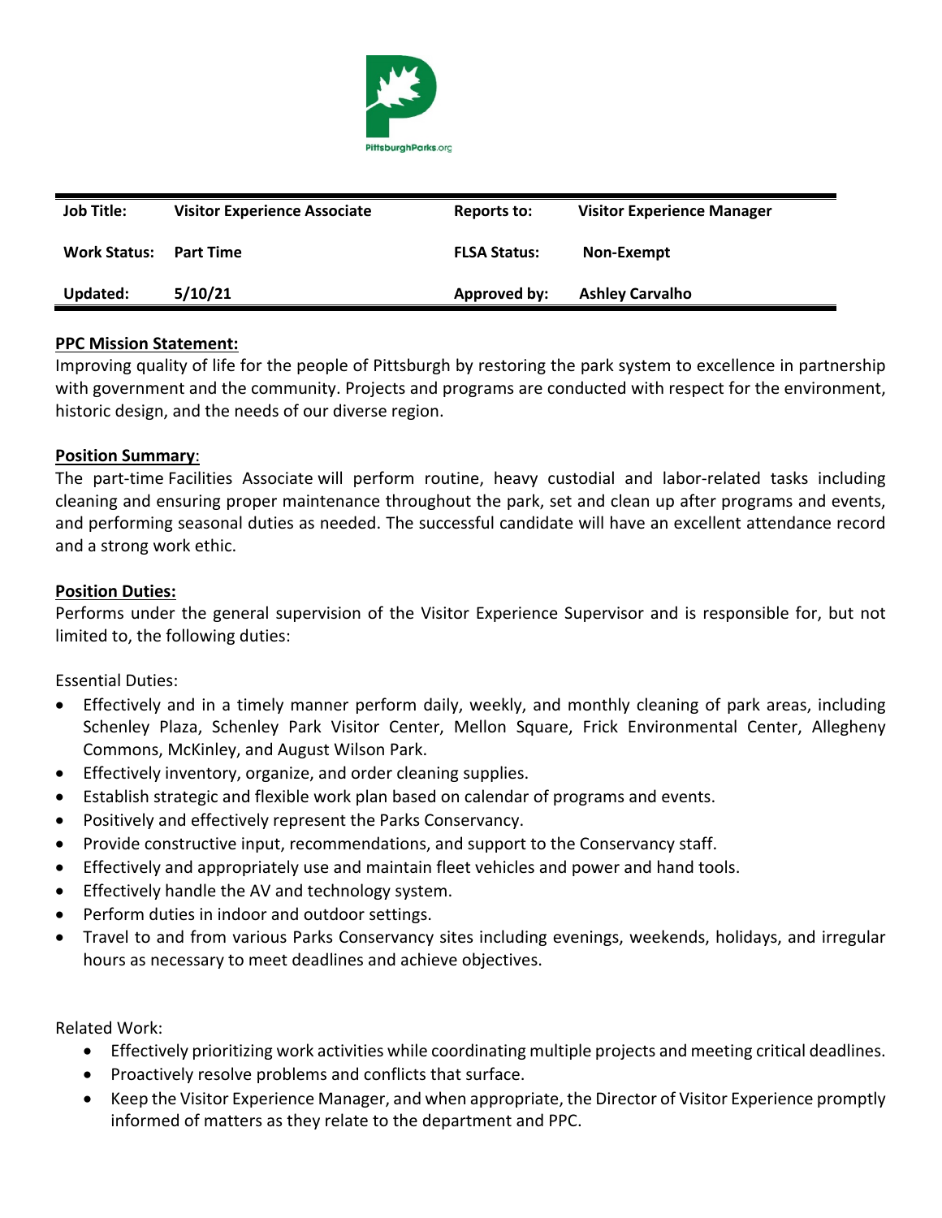PittsburghParks.org

| Job Title: | Visitor Experience Associate | Reports to: | Visitor Experience Manager |
|---|---|---|---|
| Work Status: | Part Time | FLSA Status: | Non-Exempt |
| Updated: | 5/10/21 | Approved by: | Ashley Carvalho |

**PPC Mission Statement:**

Improving quality of life for the people of Pittsburgh by restoring the park system to excellence in partnership with government and the community. Projects and programs are conducted with respect for the environment, historic design, and the needs of our diverse region.

**Position Summary**:

The part-time Facilities Associate will perform routine, heavy custodial and labor-related tasks including cleaning and ensuring proper maintenance throughout the park, set and clean up after programs and events, and performing seasonal duties as needed. The successful candidate will have an excellent attendance record and a strong work ethic.

**Position Duties:**

Performs under the general supervision of the Visitor Experience Supervisor and is responsible for, but not limited to, the following duties:

Essential Duties:

- Effectively and in a timely manner perform daily, weekly, and monthly cleaning of park areas, including Schenley Plaza, Schenley Park Visitor Center, Mellon Square, Frick Environmental Center, Allegheny Commons, McKinley, and August Wilson Park.
- Effectively inventory, organize, and order cleaning supplies.
- Establish strategic and flexible work plan based on calendar of programs and events.
- Positively and effectively represent the Parks Conservancy.
- Provide constructive input, recommendations, and support to the Conservancy staff.
- Effectively and appropriately use and maintain fleet vehicles and power and hand tools.
- Effectively handle the AV and technology system.
- Perform duties in indoor and outdoor settings.
- Travel to and from various Parks Conservancy sites including evenings, weekends, holidays, and irregular hours as necessary to meet deadlines and achieve objectives.

Related Work:

- Effectively prioritizing work activities while coordinating multiple projects and meeting critical deadlines.
- Proactively resolve problems and conflicts that surface.
- Keep the Visitor Experience Manager, and when appropriate, the Director of Visitor Experience promptly informed of matters as they relate to the department and PPC.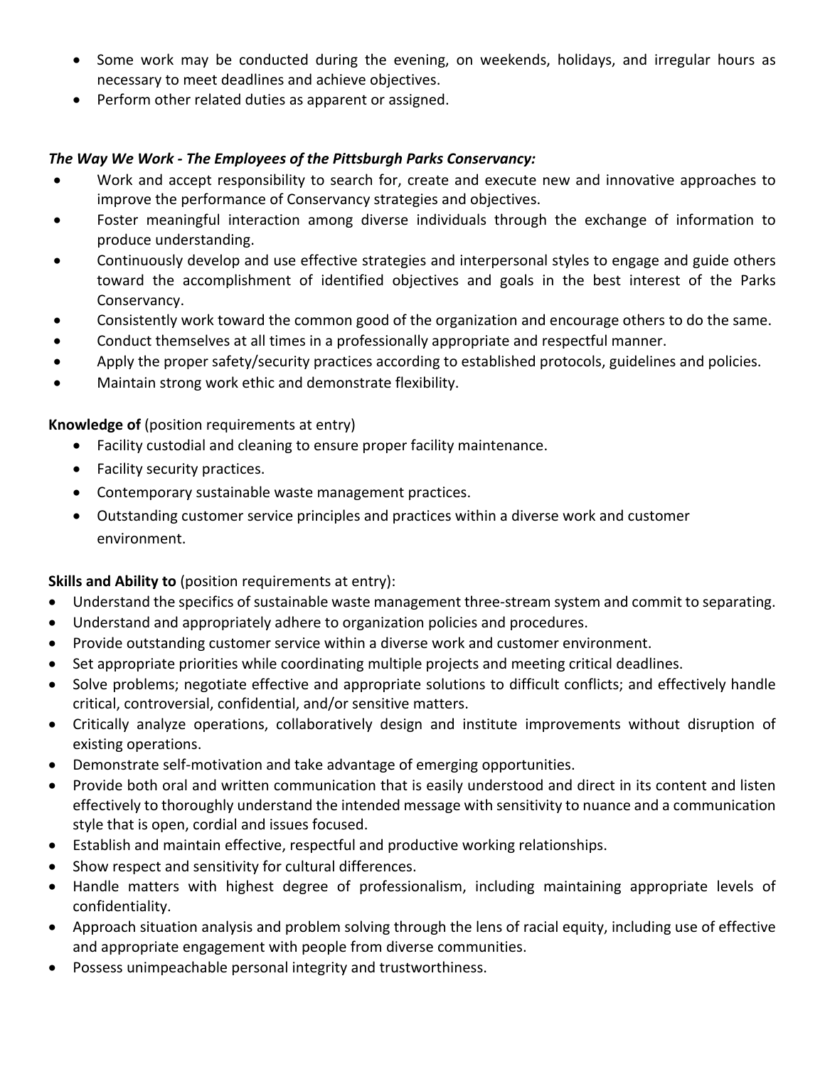- Some work may be conducted during the evening, on weekends, holidays, and irregular hours as necessary to meet deadlines and achieve objectives.
- Perform other related duties as apparent or assigned.

***The Way We Work - The Employees of the Pittsburgh Parks Conservancy:***

- Work and accept responsibility to search for, create and execute new and innovative approaches to improve the performance of Conservancy strategies and objectives.
- Foster meaningful interaction among diverse individuals through the exchange of information to produce understanding.
- Continuously develop and use effective strategies and interpersonal styles to engage and guide others toward the accomplishment of identified objectives and goals in the best interest of the Parks Conservancy.
- Consistently work toward the common good of the organization and encourage others to do the same.
- Conduct themselves at all times in a professionally appropriate and respectful manner.
- Apply the proper safety/security practices according to established protocols, guidelines and policies.
- Maintain strong work ethic and demonstrate flexibility.

**Knowledge of** (position requirements at entry)

- Facility custodial and cleaning to ensure proper facility maintenance.
- Facility security practices.
- Contemporary sustainable waste management practices.
- Outstanding customer service principles and practices within a diverse work and customer environment.

**Skills and Ability to** (position requirements at entry):

- Understand the specifics of sustainable waste management three-stream system and commit to separating.
- Understand and appropriately adhere to organization policies and procedures.
- Provide outstanding customer service within a diverse work and customer environment.
- Set appropriate priorities while coordinating multiple projects and meeting critical deadlines.
- Solve problems; negotiate effective and appropriate solutions to difficult conflicts; and effectively handle critical, controversial, confidential, and/or sensitive matters.
- Critically analyze operations, collaboratively design and institute improvements without disruption of existing operations.
- Demonstrate self-motivation and take advantage of emerging opportunities.
- Provide both oral and written communication that is easily understood and direct in its content and listen effectively to thoroughly understand the intended message with sensitivity to nuance and a communication style that is open, cordial and issues focused.
- Establish and maintain effective, respectful and productive working relationships.
- Show respect and sensitivity for cultural differences.
- Handle matters with highest degree of professionalism, including maintaining appropriate levels of confidentiality.
- Approach situation analysis and problem solving through the lens of racial equity, including use of effective and appropriate engagement with people from diverse communities.
- Possess unimpeachable personal integrity and trustworthiness.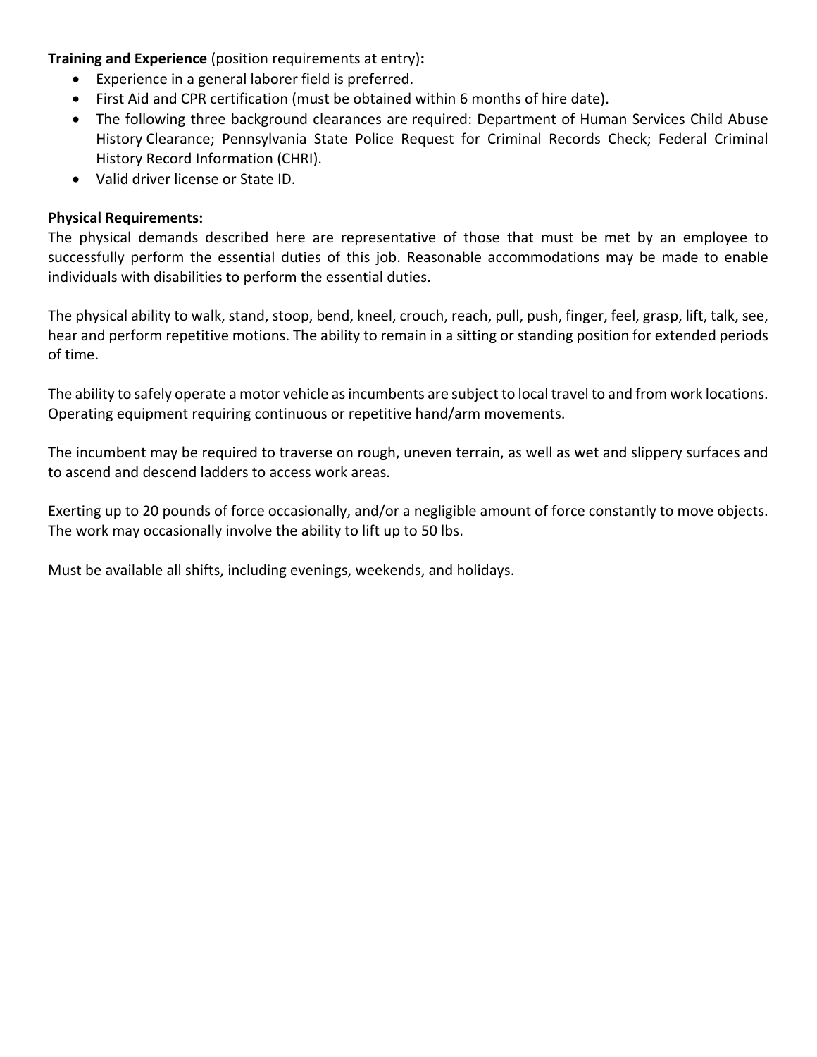**Training and Experience** (position requirements at entry)**:**

- Experience in a general laborer field is preferred.
- First Aid and CPR certification (must be obtained within 6 months of hire date).
- The following three background clearances are required: Department of Human Services Child Abuse History Clearance; Pennsylvania State Police Request for Criminal Records Check; Federal Criminal History Record Information (CHRI).
- Valid driver license or State ID.

**Physical Requirements:**

The physical demands described here are representative of those that must be met by an employee to successfully perform the essential duties of this job. Reasonable accommodations may be made to enable individuals with disabilities to perform the essential duties.

The physical ability to walk, stand, stoop, bend, kneel, crouch, reach, pull, push, finger, feel, grasp, lift, talk, see, hear and perform repetitive motions. The ability to remain in a sitting or standing position for extended periods of time.

The ability to safely operate a motor vehicle as incumbents are subject to local travel to and from work locations. Operating equipment requiring continuous or repetitive hand/arm movements.

The incumbent may be required to traverse on rough, uneven terrain, as well as wet and slippery surfaces and to ascend and descend ladders to access work areas.

Exerting up to 20 pounds of force occasionally, and/or a negligible amount of force constantly to move objects. The work may occasionally involve the ability to lift up to 50 lbs.

Must be available all shifts, including evenings, weekends, and holidays.